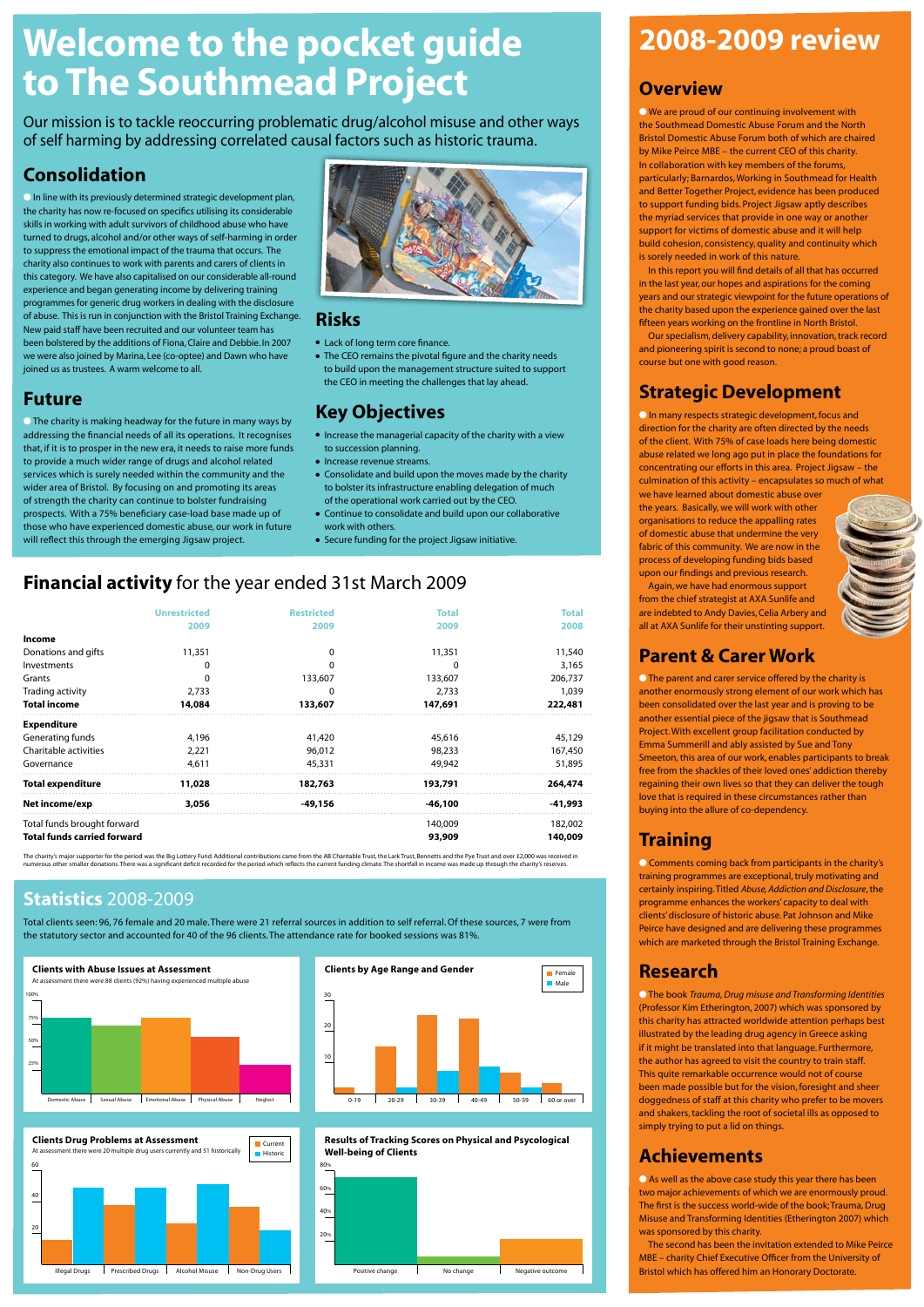# Welcome to the pocket guide to The Southmead Project

Our mission is to tackle reoccurring problematic drug/alcohol misuse and other ways of self harming by addressing correlated causal factors such as historic trauma.

## Consolidation

In line with its previously determined strategic development plan, the charity has now re-focused on specifics utilising its considerable skills in working with adult survivors of childhood abuse who have turned to drugs, alcohol and/or other ways of self-harming in order to suppress the emotional impact of the trauma that occurs. The charity also continues to work with parents and carers of clients in this category. We have also capitalised on our considerable all-round experience and began generating income by delivering training programmes for generic drug workers in dealing with the disclosure of abuse. This is run in conjunction with the Bristol Training Exchange. New paid staff have been recruited and our volunteer team has been bolstered by the additions of Fiona, Claire and Debbie. In 2007 we were also joined by Marina, Lee (co-optee) and Dawn who have joined us as trustees. A warm welcome to all.

## Future

The charity is making headway for the future in many ways by addressing the financial needs of all its operations. It recognises that, if it is to prosper in the new era, it needs to raise more funds to provide a much wider range of drugs and alcohol related services which is surely needed within the community and the wider area of Bristol. By focusing on and promoting its areas of strength the charity can continue to bolster fundraising prospects. With a 75% beneficiary case-load base made up of those who have experienced domestic abuse, our work in future will reflect this through the emerging Jigsaw project.

## Risks

- Lack of long term core finance.
- The CEO remains the pivotal figure and the charity needs to build upon the management structure suited to support the CEO in meeting the challenges that lay ahead.

## Key Objectives

- Increase the managerial capacity of the charity with a view to succession planning.
- Increase revenue streams.
- Consolidate and build upon the moves made by the charity to bolster its infrastructure enabling delegation of much of the operational work carried out by the CEO.
- Continue to consolidate and build upon our collaborative work with others.
- Secure funding for the project Jigsaw initiative.

## **Financial activity** for the year ended 31st March 2009

| | Unrestricted 2009 | Restricted 2009 | Total 2009 | Total 2008 |
|---|---|---|---|---|
| **Income** | | | | |
| Donations and gifts | 11,351 | 0 | 11,351 | 11,540 |
| Investments | 0 | 0 | 0 | 3,165 |
| Grants | 0 | 133,607 | 133,607 | 206,737 |
| Trading activity | 2,733 | 0 | 2,733 | 1,039 |
| **Total income** | **14,084** | **133,607** | **147,691** | **222,481** |
| **Expenditure** | | | | |
| Generating funds | 4,196 | 41,420 | 45,616 | 45,129 |
| Charitable activities | 2,221 | 96,012 | 98,233 | 167,450 |
| Governance | 4,611 | 45,331 | 49,942 | 51,895 |
| **Total expenditure** | **11,028** | **182,763** | **193,791** | **264,474** |
| **Net income/exp** | **3,056** | **-49,156** | **-46,100** | **-41,993** |
| Total funds brought forward | | | 140,009 | 182,002 |
| **Total funds carried forward** | | | **93,909** | **140,009** |

The charity's major supporter for the period was the Big Lottery Fund. Additional contributions came from the AB Charitable Trust, the Lark Trust, Bennetts and the Pye Trust and over £2,000 was received in numerous other smaller donations. There was a significant deficit recorded for the period which reflects the current funding climate. The shortfall in income was made up through the charity's reserves.

## **Statistics** 2008-2009

Total clients seen: 96, 76 female and 20 male. There were 21 referral sources in addition to self referral. Of these sources, 7 were from the statutory sector and accounted for 40 of the 96 clients. The attendance rate for booked sessions was 81%.

**Clients with Abuse Issues at Assessment**

At assessment there were 88 clients (92%) having experienced multiple abuse

100%
75%
50%
25%

Domestic Abuse, Sexual Abuse, Emotional Abuse, Physical Abuse, Neglect

**Clients by Age Range and Gender**

Female
Male

30
20
10

0-19, 20-29, 30-39, 40-49, 50-59, 60 or over

**Clients Drug Problems at Assessment**

At assessment there were 20 multiple drug users currently and 51 historically

Current
Historic

60
40
20

Illegal Drugs, Prescribed Drugs, Alcohol Misuse, Non-Drug Users

**Results of Tracking Scores on Physical and Psycological Well-being of Clients**

80%
60%
40%
20%

Positive change, No change, Negative outcome

# 2008-2009 review

## Overview

We are proud of our continuing involvement with the Southmead Domestic Abuse Forum and the North Bristol Domestic Abuse Forum both of which are chaired by Mike Peirce MBE – the current CEO of this charity. In collaboration with key members of the forums, particularly; Barnardos, Working in Southmead for Health and Better Together Project, evidence has been produced to support funding bids. Project Jigsaw aptly describes the myriad services that provide in one way or another support for victims of domestic abuse and it will help build cohesion, consistency, quality and continuity which is sorely needed in work of this nature.

In this report you will find details of all that has occurred in the last year, our hopes and aspirations for the coming years and our strategic viewpoint for the future operations of the charity based upon the experience gained over the last fifteen years working on the frontline in North Bristol.

Our specialism, delivery capability, innovation, track record and pioneering spirit is second to none; a proud boast of course but one with good reason.

## Strategic Development

In many respects strategic development, focus and direction for the charity are often directed by the needs of the client. With 75% of case loads here being domestic abuse related we long ago put in place the foundations for concentrating our efforts in this area. Project Jigsaw – the culmination of this activity – encapsulates so much of what we have learned about domestic abuse over the years. Basically, we will work with other organisations to reduce the appalling rates of domestic abuse that undermine the very fabric of this community. We are now in the process of developing funding bids based upon our findings and previous research.

Again, we have had enormous support from the chief strategist at AXA Sunlife and are indebted to Andy Davies, Celia Arbery and all at AXA Sunlife for their unstinting support.

## Parent & Carer Work

The parent and carer service offered by the charity is another enormously strong element of our work which has been consolidated over the last year and is proving to be another essential piece of the jigsaw that is Southmead Project. With excellent group facilitation conducted by Emma Summerill and ably assisted by Sue and Tony Smeeton, this area of our work, enables participants to break free from the shackles of their loved ones' addiction thereby regaining their own lives so that they can deliver the tough love that is required in these circumstances rather than buying into the allure of co-dependency.

## Training

Comments coming back from participants in the charity's training programmes are exceptional, truly motivating and certainly inspiring. Titled *Abuse, Addiction and Disclosure*, the programme enhances the workers' capacity to deal with clients' disclosure of historic abuse. Pat Johnson and Mike Peirce have designed and are delivering these programmes which are marketed through the Bristol Training Exchange.

## Research

The book *Trauma, Drug misuse and Transforming Identities* (Professor Kim Etherington, 2007) which was sponsored by this charity has attracted worldwide attention perhaps best illustrated by the leading drug agency in Greece asking if it might be translated into that language. Furthermore, the author has agreed to visit the country to train staff. This quite remarkable occurrence would not of course been made possible but for the vision, foresight and sheer doggedness of staff at this charity who prefer to be movers and shakers, tackling the root of societal ills as opposed to simply trying to put a lid on things.

## Achievements

As well as the above case study this year there has been two major achievements of which we are enormously proud. The first is the success world-wide of the book; Trauma, Drug Misuse and Transforming Identities (Etherington 2007) which was sponsored by this charity.

The second has been the invitation extended to Mike Peirce MBE – charity Chief Executive Officer from the University of Bristol which has offered him an Honorary Doctorate.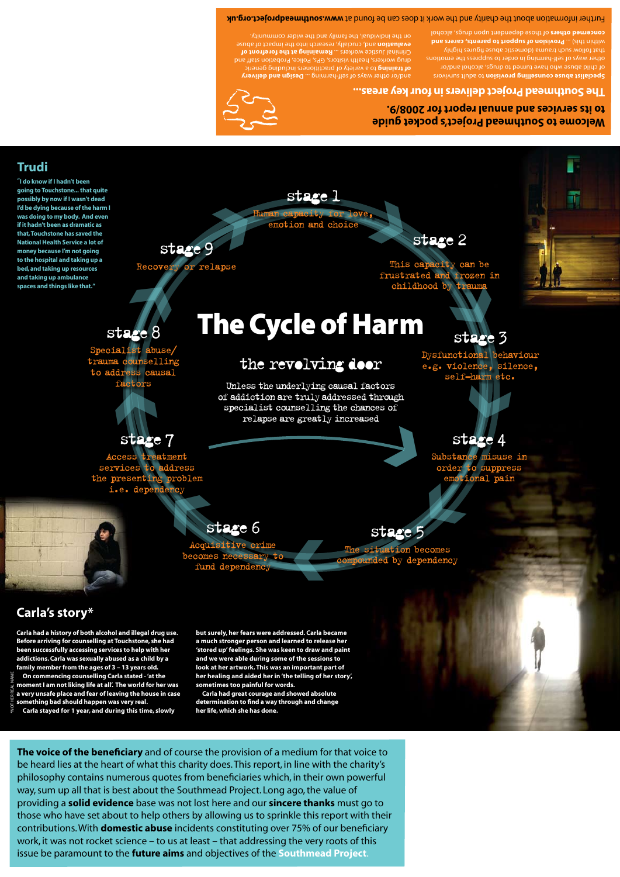**Welcome to Southmead Project's pocket guide to its services and annual report for 2008/9.**

**The Southmead Project delivers in four key areas...**

**Specialist abuse counselling provision** to adult survivors of child abuse and/or who have turned to drugs, alcohol and/or other ways of self-harming in order to suppress the emotions that follow such trauma (domestic abuse figures highly within this) ... **Provision of support to parents, carers and concerned others** of those dependent upon drugs, alcohol and/or other ways of self-harming ... **Design and delivery of training** to a variety of practitioners including generic drug workers, health visitors, GPs, Police, Probation staff and Criminal Justice workers ... **Remaining at the forefront of evaluation** and, crucially, research into the impact of abuse on the individual, the family and the wider community.

Further information about the charity and the work it does can be found at **www.southmeadproject.org.uk**

## Trudi

"I do know if I hadn't been going to Touchstone... that quite possibly by now if I wasn't dead I'd be dying because of the harm I was doing to my body. And even if it hadn't been as dramatic as that, Touchstone has saved the National Health Service a lot of money because I'm not going to the hospital and taking up a bed, and taking up resources and taking up ambulance spaces and things like that."

# The Cycle of Harm

## the revolving door

Unless the underlying causal factors of addiction are truly addressed through specialist counselling the chances of relapse are greatly increased

**stage 1**
Human capacity for love, emotion and choice

**stage 2**
This capacity can be frustrated and frozen in childhood by trauma

**stage 3**
Dysfunctional behaviour e.g. violence, silence, self-harm etc.

**stage 4**
Substance misuse in order to suppress emotional pain

**stage 5**
The situation becomes compounded by dependency

**stage 6**
Acquisitive crime becomes necessary to fund dependency

**stage 7**
Access treatment services to address the presenting problem i.e. dependency

**stage 8**
Specialist abuse/ trauma counselling to address causal factors

**stage 9**
Recovery or relapse

## Carla's story*

Carla had a history of both alcohol and illegal drug use. Before arriving for counselling at Touchstone, she had been successfully accessing services to help with her addictions. Carla was sexually abused as a child by a family member from the ages of 3 – 13 years old.

On commencing counselling Carla stated - 'at the moment I am not liking life at all'. The world for her was a very unsafe place and fear of leaving the house in case something bad should happen was very real.

Carla stayed for 1 year, and during this time, slowly but surely, her fears were addressed. Carla became a much stronger person and learned to release her 'stored up' feelings. She was keen to draw and paint and we were able during some of the sessions to look at her artwork. This was an important part of her healing and aided her in 'the telling of her story', sometimes too painful for words.

Carla had great courage and showed absolute determination to find a way through and change her life, which she has done.

*NOT HER REAL NAME

**The voice of the beneficiary** and of course the provision of a medium for that voice to be heard lies at the heart of what this charity does. This report, in line with the charity's philosophy contains numerous quotes from beneficiaries which, in their own powerful way, sum up all that is best about the Southmead Project. Long ago, the value of providing a **solid evidence** base was not lost here and our **sincere thanks** must go to those who have set about to help others by allowing us to sprinkle this report with their contributions. With **domestic abuse** incidents constituting over 75% of our beneficiary work, it was not rocket science – to us at least – that addressing the very roots of this issue be paramount to the **future aims** and objectives of the **Southmead Project**.